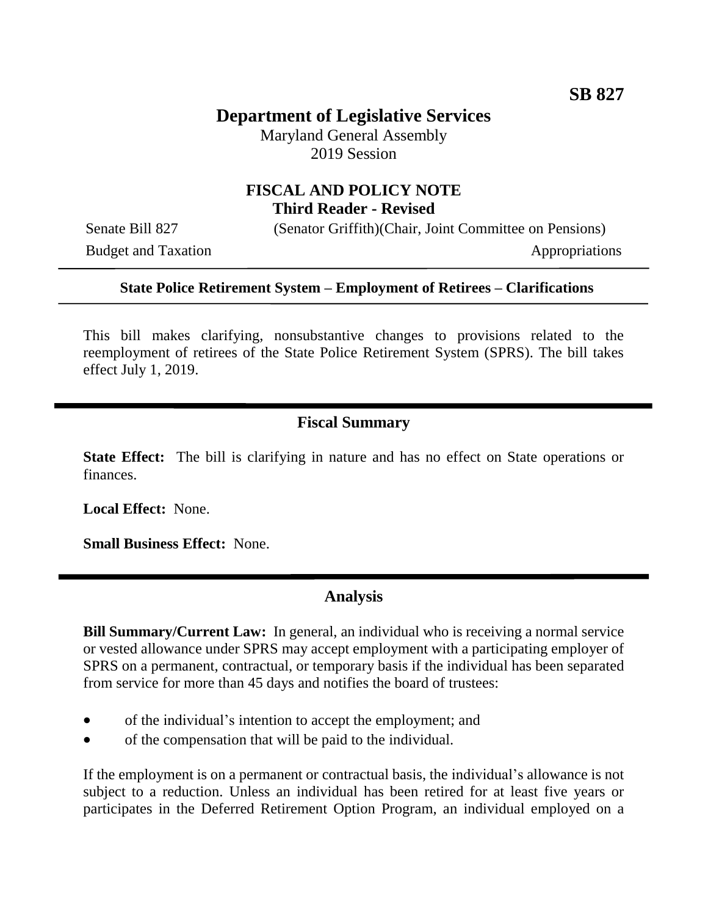**SB 827**

# Department of Legislative Services

Maryland General Assembly
2019 Session

## FISCAL AND POLICY NOTE
**Third Reader - Revised**

Senate Bill 827 (Senator Griffith)(Chair, Joint Committee on Pensions)
Budget and Taxation Appropriations

**State Police Retirement System – Employment of Retirees – Clarifications**

This bill makes clarifying, nonsubstantive changes to provisions related to the reemployment of retirees of the State Police Retirement System (SPRS). The bill takes effect July 1, 2019.

## Fiscal Summary

**State Effect:** The bill is clarifying in nature and has no effect on State operations or finances.

**Local Effect:** None.

**Small Business Effect:** None.

## Analysis

**Bill Summary/Current Law:** In general, an individual who is receiving a normal service or vested allowance under SPRS may accept employment with a participating employer of SPRS on a permanent, contractual, or temporary basis if the individual has been separated from service for more than 45 days and notifies the board of trustees:

- of the individual's intention to accept the employment; and
- of the compensation that will be paid to the individual.

If the employment is on a permanent or contractual basis, the individual's allowance is not subject to a reduction. Unless an individual has been retired for at least five years or participates in the Deferred Retirement Option Program, an individual employed on a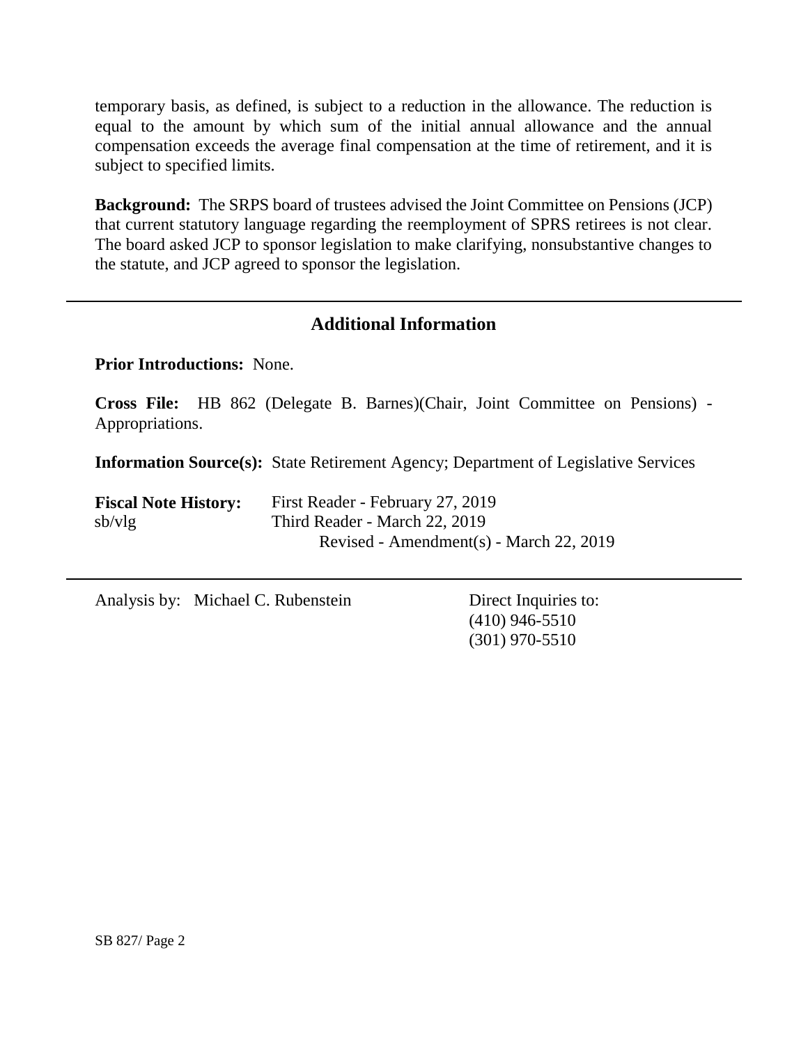temporary basis, as defined, is subject to a reduction in the allowance. The reduction is equal to the amount by which sum of the initial annual allowance and the annual compensation exceeds the average final compensation at the time of retirement, and it is subject to specified limits.

**Background:** The SRPS board of trustees advised the Joint Committee on Pensions (JCP) that current statutory language regarding the reemployment of SPRS retirees is not clear. The board asked JCP to sponsor legislation to make clarifying, nonsubstantive changes to the statute, and JCP agreed to sponsor the legislation.

---

## Additional Information

**Prior Introductions:** None.

**Cross File:** HB 862 (Delegate B. Barnes)(Chair, Joint Committee on Pensions) - Appropriations.

**Information Source(s):** State Retirement Agency; Department of Legislative Services

**Fiscal Note History:** First Reader - February 27, 2019
sb/vlg Third Reader - March 22, 2019
Revised - Amendment(s) - March 22, 2019

---

Analysis by: Michael C. Rubenstein

Direct Inquiries to:
(410) 946-5510
(301) 970-5510